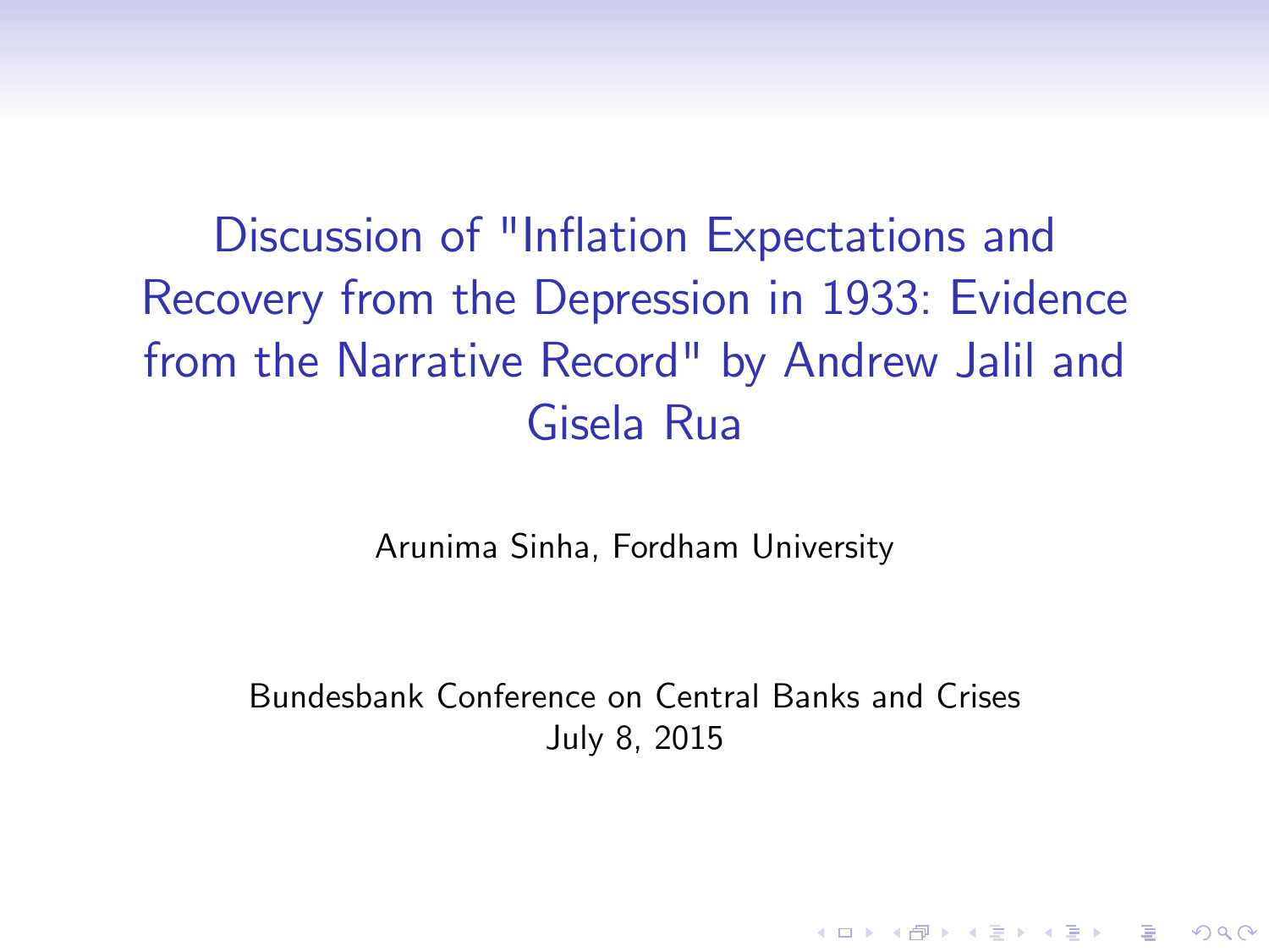# Discussion of "Inflation Expectations and Recovery from the Depression in 1933: Evidence from the Narrative Record" by Andrew Jalil and Gisela Rua

Arunima Sinha, Fordham University

Bundesbank Conference on Central Banks and Crises
July 8, 2015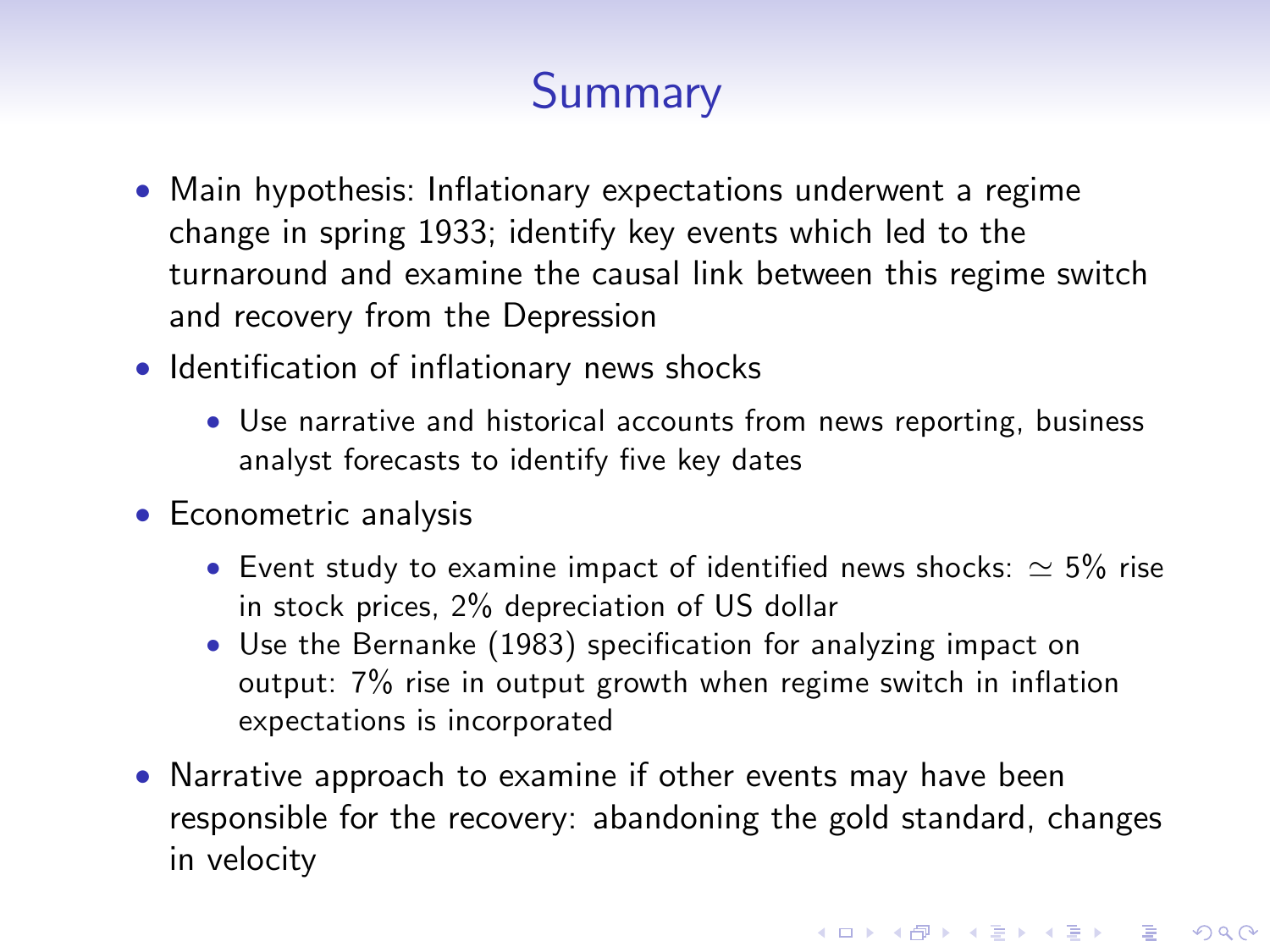# Summary

- Main hypothesis: Inflationary expectations underwent a regime change in spring 1933; identify key events which led to the turnaround and examine the causal link between this regime switch and recovery from the Depression
- Identification of inflationary news shocks
  - Use narrative and historical accounts from news reporting, business analyst forecasts to identify five key dates
- Econometric analysis
  - Event study to examine impact of identified news shocks: $\simeq$ 5% rise in stock prices, 2% depreciation of US dollar
  - Use the Bernanke (1983) specification for analyzing impact on output: 7% rise in output growth when regime switch in inflation expectations is incorporated
- Narrative approach to examine if other events may have been responsible for the recovery: abandoning the gold standard, changes in velocity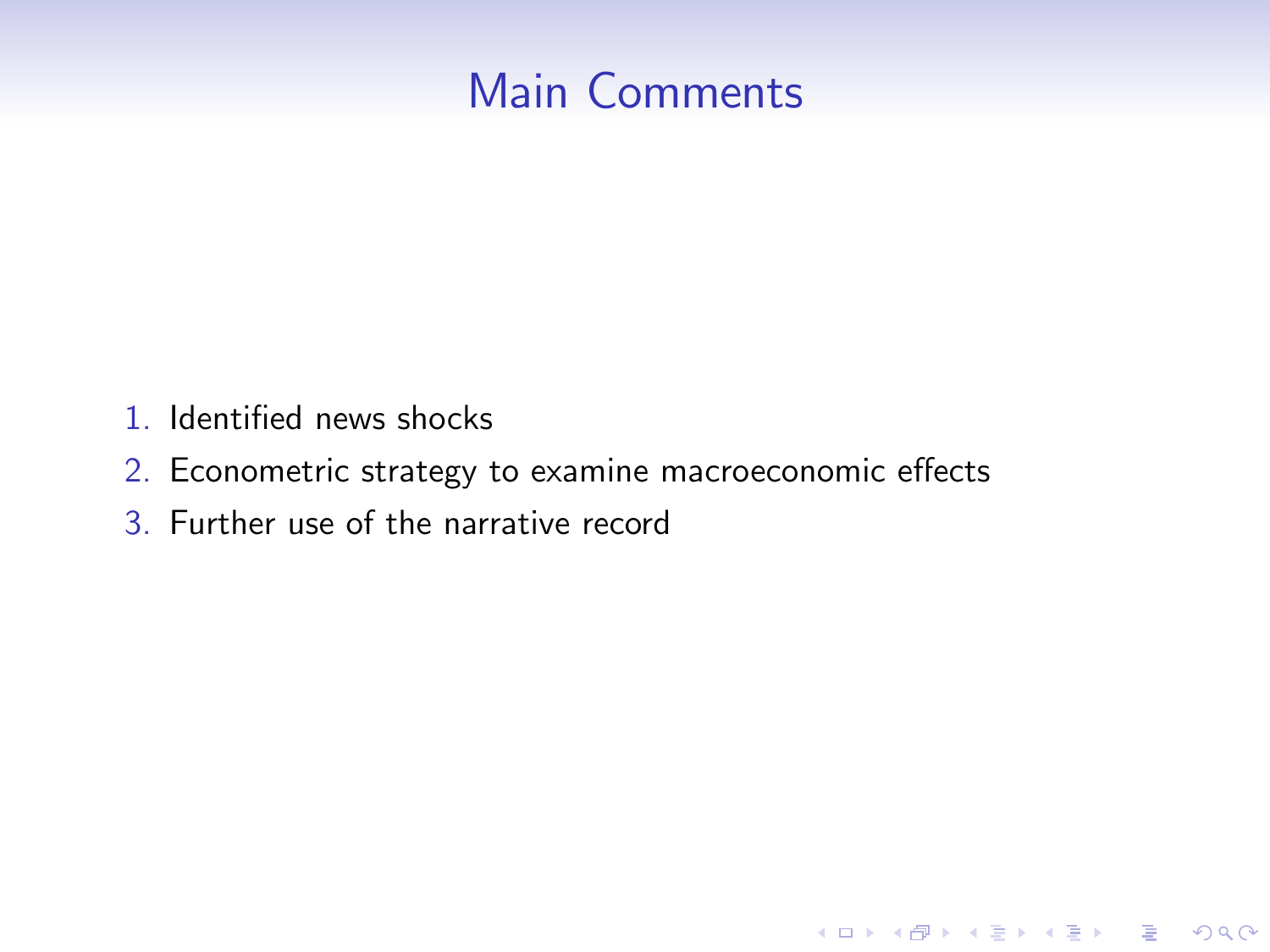# Main Comments

1. Identified news shocks
2. Econometric strategy to examine macroeconomic effects
3. Further use of the narrative record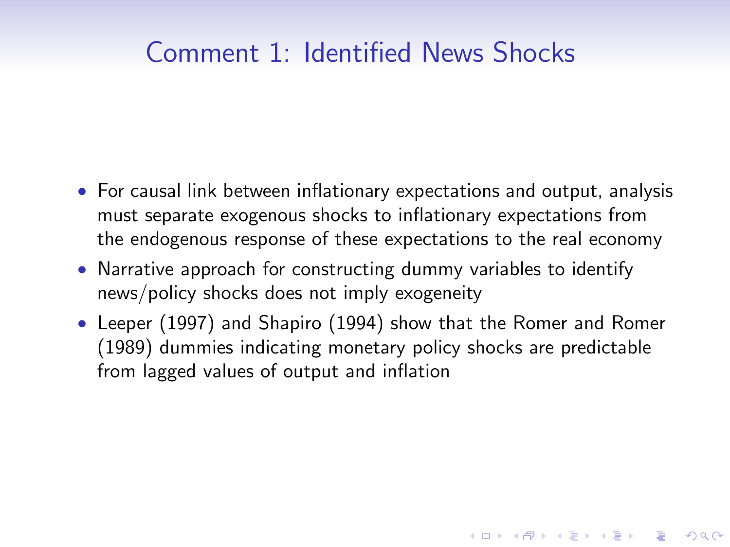# Comment 1: Identified News Shocks

- For causal link between inflationary expectations and output, analysis must separate exogenous shocks to inflationary expectations from the endogenous response of these expectations to the real economy
- Narrative approach for constructing dummy variables to identify news/policy shocks does not imply exogeneity
- Leeper (1997) and Shapiro (1994) show that the Romer and Romer (1989) dummies indicating monetary policy shocks are predictable from lagged values of output and inflation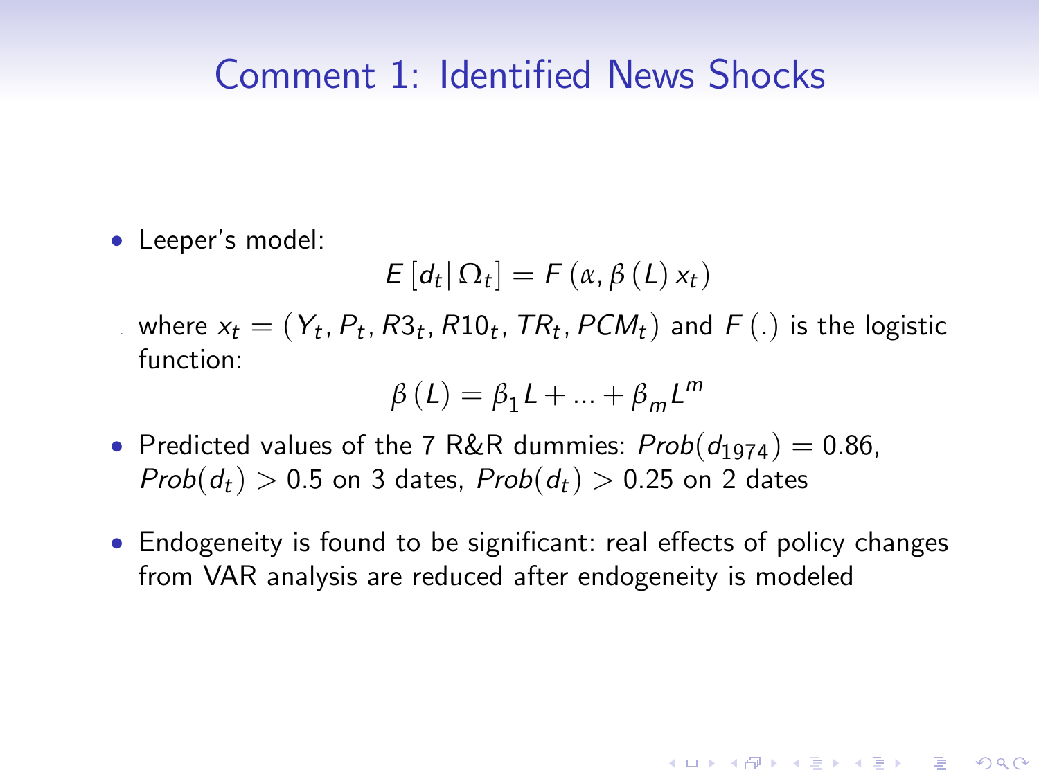# Comment 1: Identified News Shocks

- Leeper's model:

$$E\left[d_t \mid \Omega_t\right] = F\left(\alpha, \beta\left(L\right) x_t\right)$$

  where $x_t = \left(Y_t, P_t, R3_t, R10_t, TR_t, PCM_t\right)$ and $F\left(.\right)$ is the logistic function:

$$\beta\left(L\right) = \beta_1 L + ... + \beta_m L^m$$

- Predicted values of the 7 R&R dummies: $Prob(d_{1974}) = 0.86$, $Prob(d_t) > 0.5$ on 3 dates, $Prob(d_t) > 0.25$ on 2 dates

- Endogeneity is found to be significant: real effects of policy changes from VAR analysis are reduced after endogeneity is modeled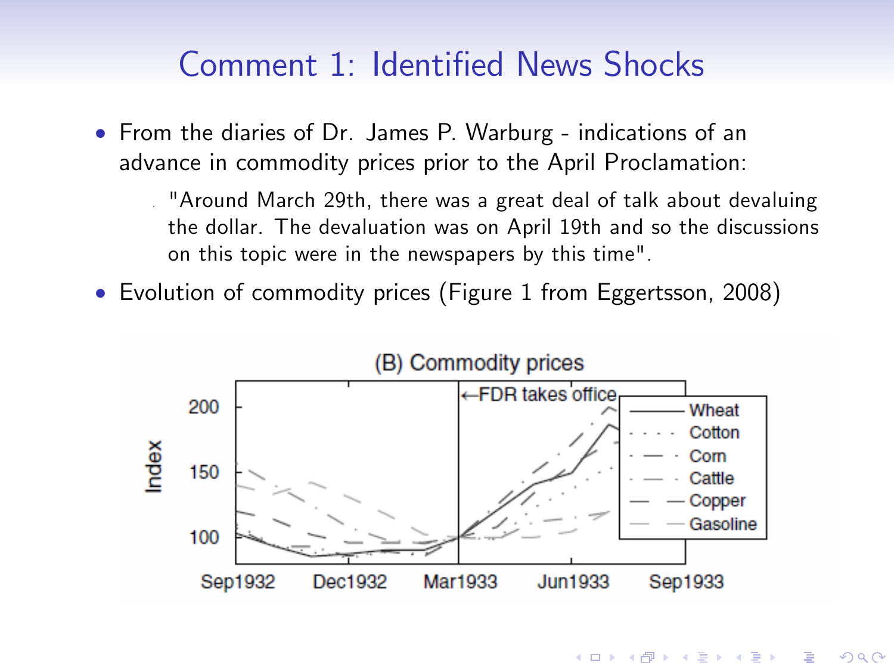# Comment 1: Identified News Shocks

- From the diaries of Dr. James P. Warburg - indications of an advance in commodity prices prior to the April Proclamation:
  - "Around March 29th, there was a great deal of talk about devaluing the dollar. The devaluation was on April 19th and so the discussions on this topic were in the newspapers by this time".
- Evolution of commodity prices (Figure 1 from Eggertsson, 2008)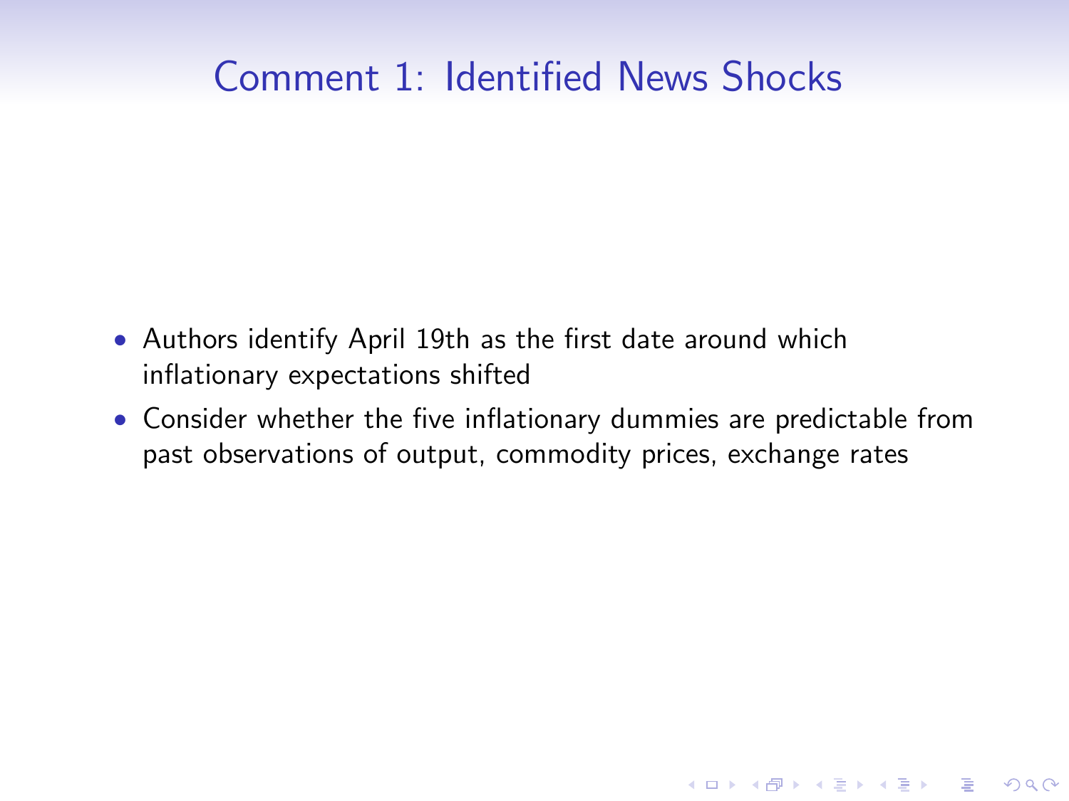# Comment 1: Identified News Shocks

- Authors identify April 19th as the first date around which inflationary expectations shifted
- Consider whether the five inflationary dummies are predictable from past observations of output, commodity prices, exchange rates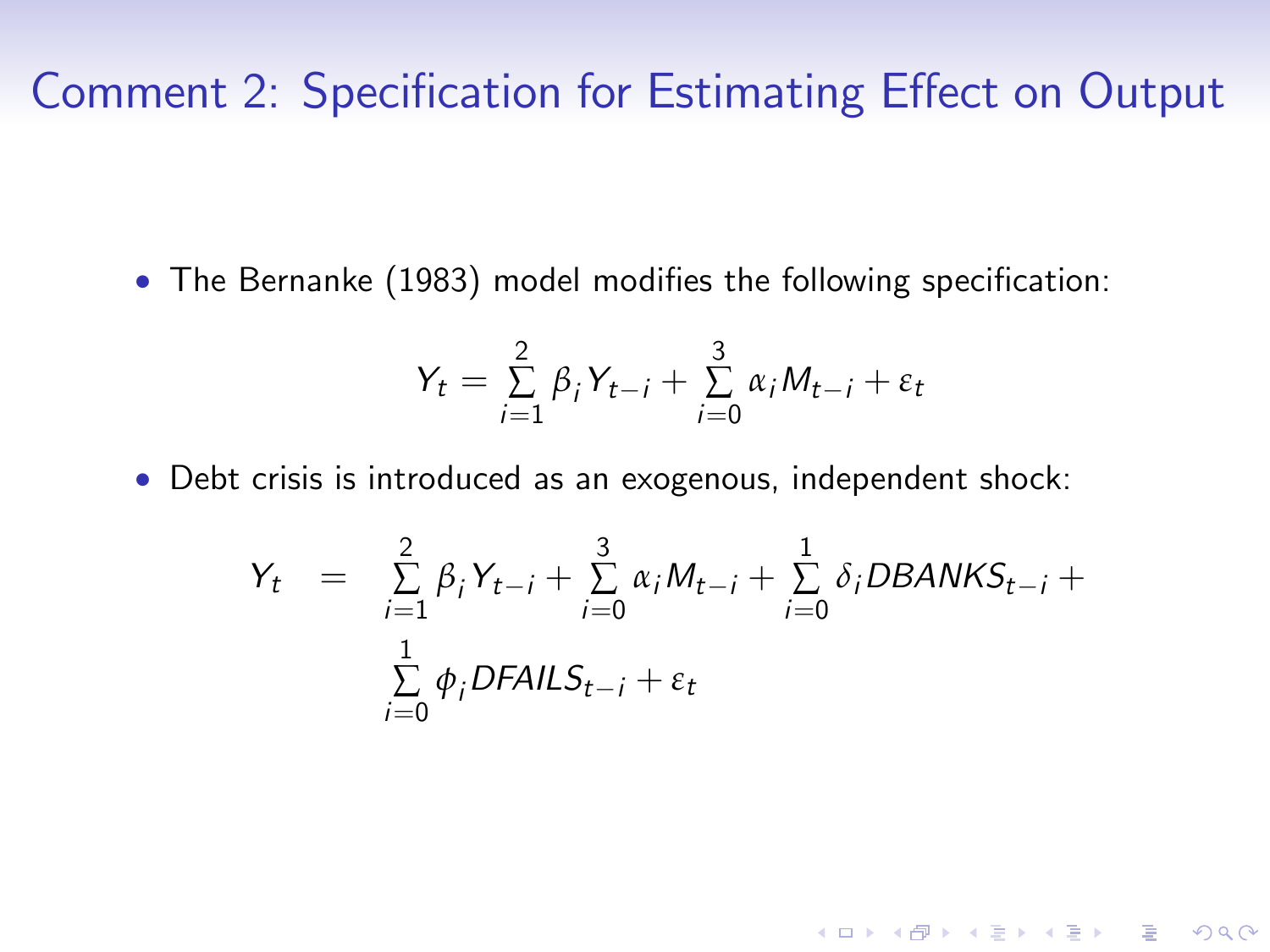# Comment 2: Specification for Estimating Effect on Output

- The Bernanke (1983) model modifies the following specification:

$$Y_t = \sum_{i=1}^{2} \beta_i Y_{t-i} + \sum_{i=0}^{3} \alpha_i M_{t-i} + \varepsilon_t$$

- Debt crisis is introduced as an exogenous, independent shock:

$$\begin{aligned} Y_t \quad = \quad & \sum_{i=1}^{2} \beta_i Y_{t-i} + \sum_{i=0}^{3} \alpha_i M_{t-i} + \sum_{i=0}^{1} \delta_i DBANKS_{t-i} + \\ & \sum_{i=0}^{1} \phi_i DFAILS_{t-i} + \varepsilon_t \end{aligned}$$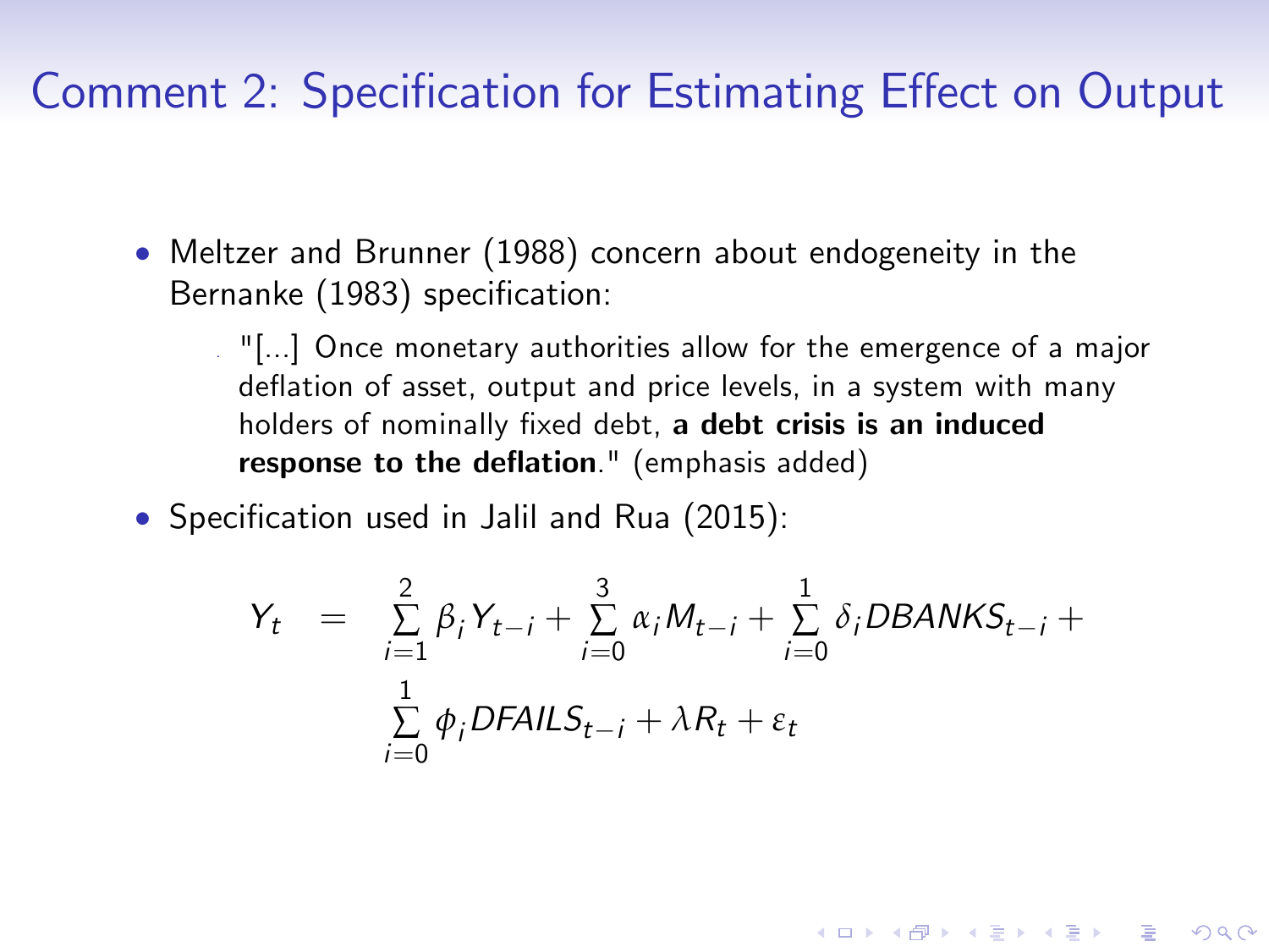# Comment 2: Specification for Estimating Effect on Output

- Meltzer and Brunner (1988) concern about endogeneity in the Bernanke (1983) specification:
  - "[...] Once monetary authorities allow for the emergence of a major deflation of asset, output and price levels, in a system with many holders of nominally fixed debt, **a debt crisis is an induced response to the deflation**." (emphasis added)
- Specification used in Jalil and Rua (2015):

$$
\begin{aligned}
Y_t \;=\;& \sum_{i=1}^{2} \beta_i Y_{t-i} + \sum_{i=0}^{3} \alpha_i M_{t-i} + \sum_{i=0}^{1} \delta_i DBANKS_{t-i} + \\
& \sum_{i=0}^{1} \phi_i DFAILS_{t-i} + \lambda R_t + \varepsilon_t
\end{aligned}
$$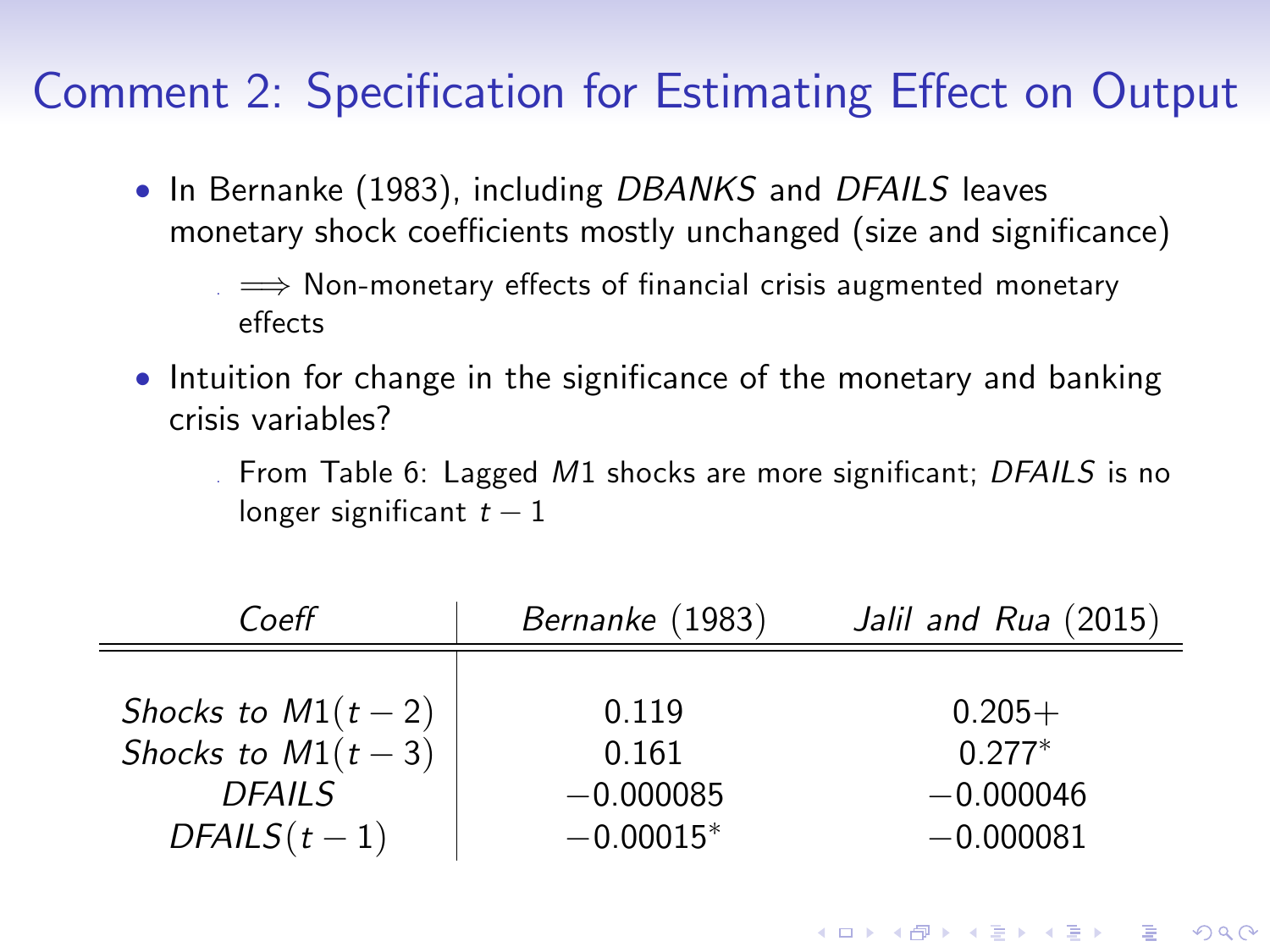# Comment 2: Specification for Estimating Effect on Output

- In Bernanke (1983), including *DBANKS* and *DFAILS* leaves monetary shock coefficients mostly unchanged (size and significance)
  - $\Longrightarrow$ Non-monetary effects of financial crisis augmented monetary effects
- Intuition for change in the significance of the monetary and banking crisis variables?
  - From Table 6: Lagged $M1$ shocks are more significant; *DFAILS* is no longer significant $t-1$

| *Coeff* | *Bernanke* (1983) | *Jalil and Rua* (2015) |
|---|---|---|
| *Shocks to* $M1(t-2)$ | 0.119 | 0.205+ |
| *Shocks to* $M1(t-3)$ | 0.161 | 0.277* |
| *DFAILS* | −0.000085 | −0.000046 |
| *DFAILS*$(t-1)$ | −0.00015* | −0.000081 |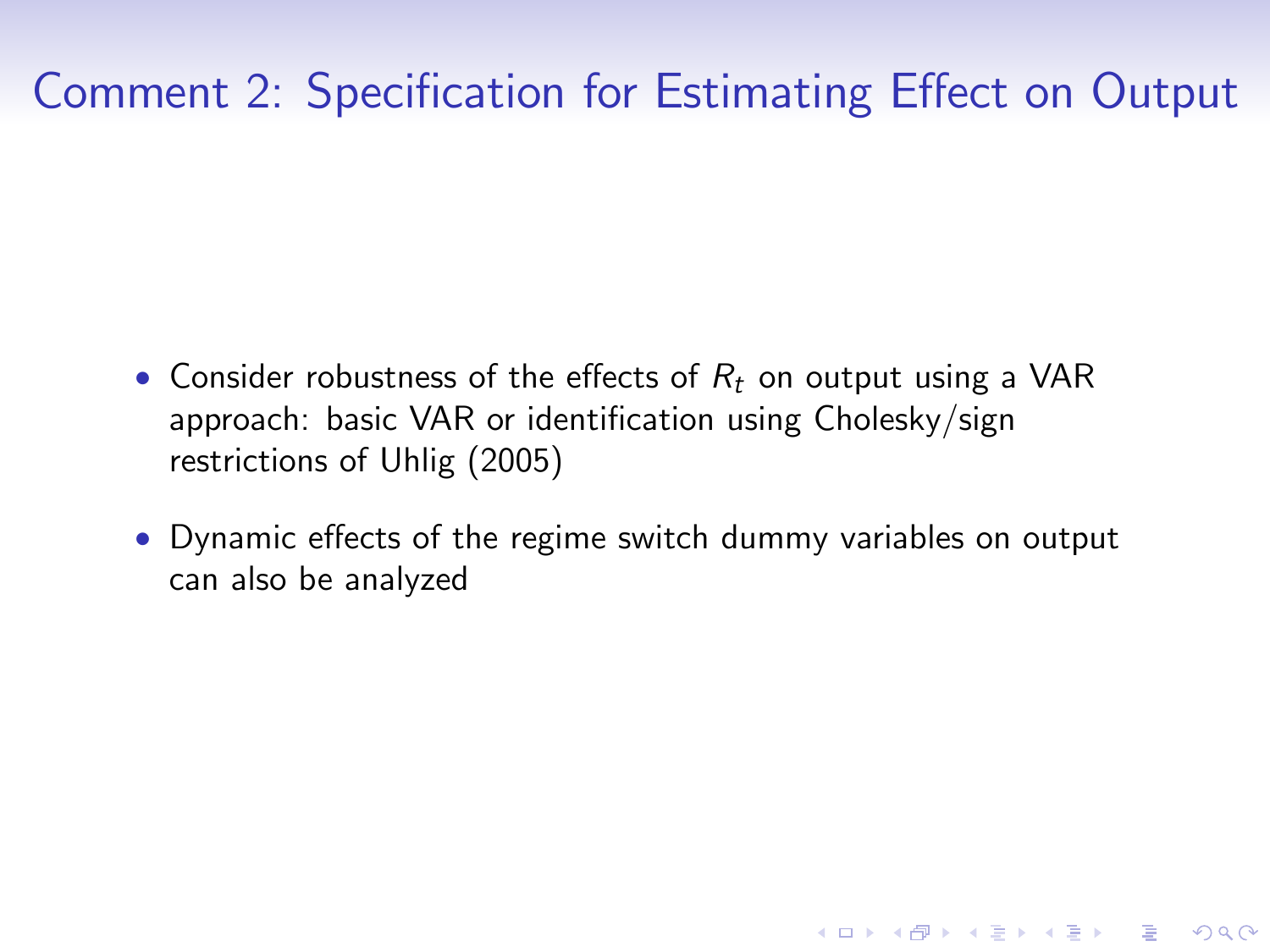# Comment 2: Specification for Estimating Effect on Output

- Consider robustness of the effects of $R_t$ on output using a VAR approach: basic VAR or identification using Cholesky/sign restrictions of Uhlig (2005)
- Dynamic effects of the regime switch dummy variables on output can also be analyzed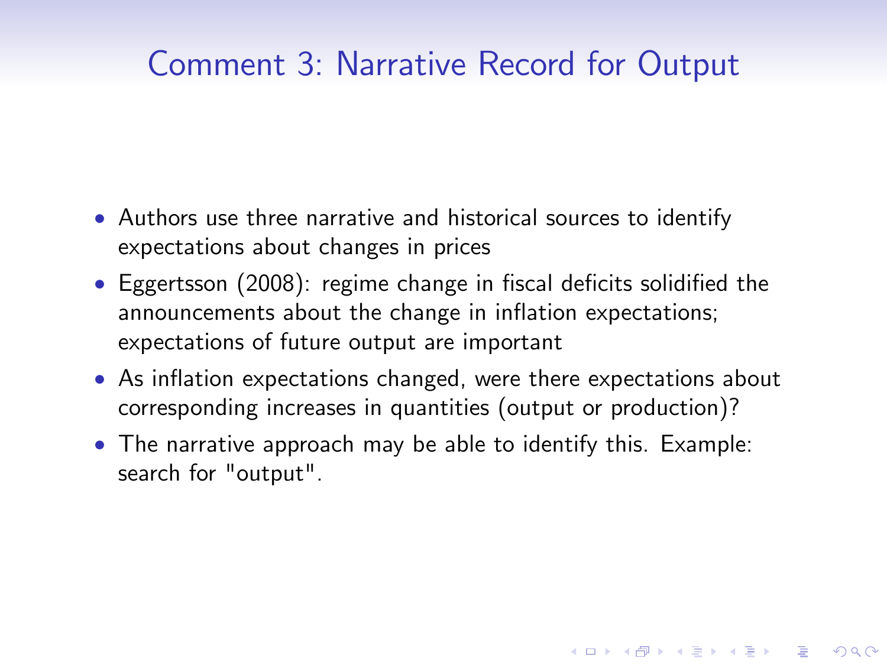# Comment 3: Narrative Record for Output

- Authors use three narrative and historical sources to identify expectations about changes in prices
- Eggertsson (2008): regime change in fiscal deficits solidified the announcements about the change in inflation expectations; expectations of future output are important
- As inflation expectations changed, were there expectations about corresponding increases in quantities (output or production)?
- The narrative approach may be able to identify this. Example: search for "output".